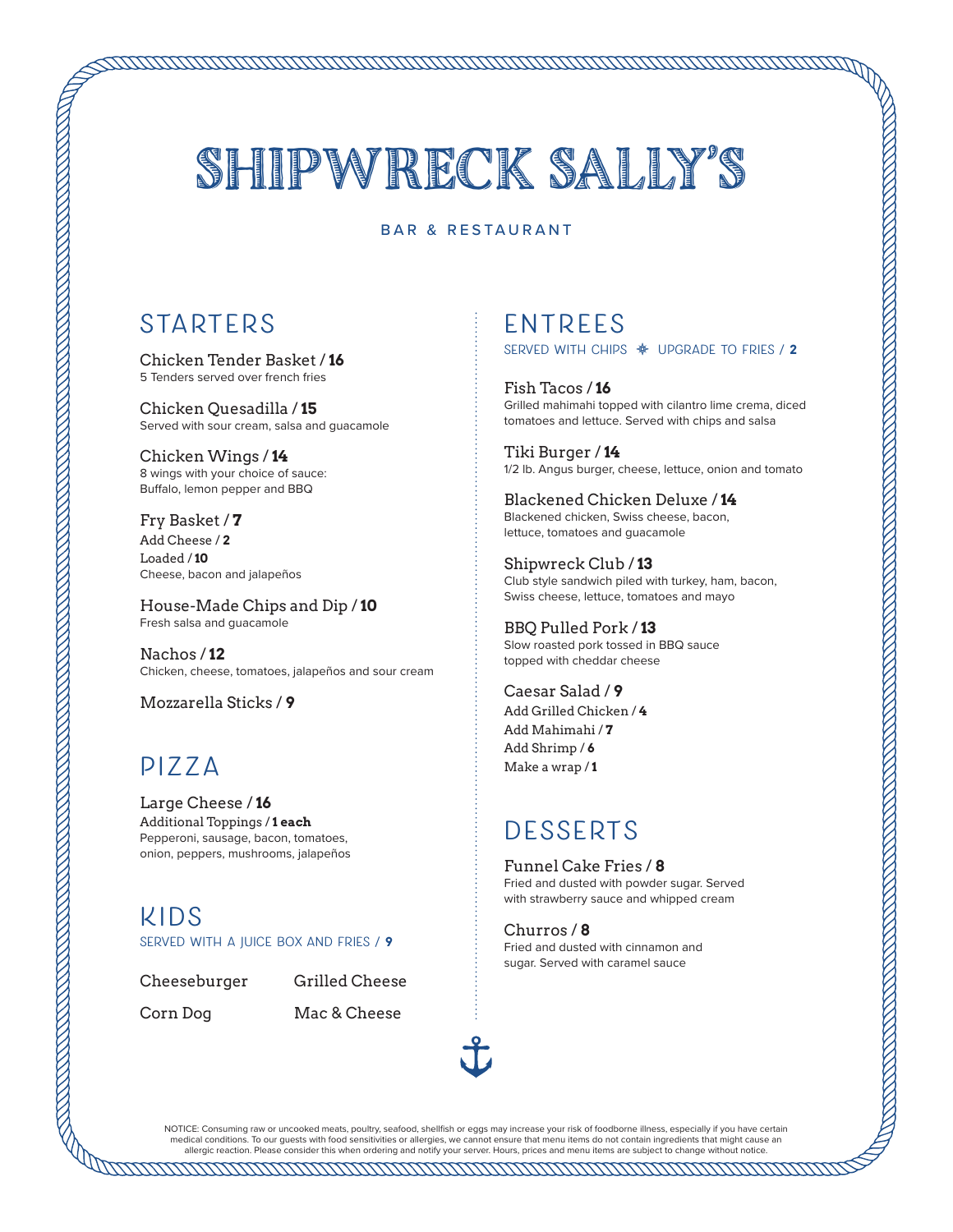# SHIPWRECK SALLY'S

BAR & RESTAURANT

## STARTERS

Chicken Tender Basket / **16**
5 Tenders served over french fries

Chicken Quesadilla / **15**
Served with sour cream, salsa and guacamole

Chicken Wings / **14**
8 wings with your choice of sauce:
Buffalo, lemon pepper and BBQ

Fry Basket / **7**
Add Cheese / **2**
Loaded / **10**
Cheese, bacon and jalapeños

House-Made Chips and Dip / **10**
Fresh salsa and guacamole

Nachos / **12**
Chicken, cheese, tomatoes, jalapeños and sour cream

Mozzarella Sticks / **9**

## PIZZA

Large Cheese / **16**
Additional Toppings / **1 each**
Pepperoni, sausage, bacon, tomatoes, onion, peppers, mushrooms, jalapeños

## KIDS

SERVED WITH A JUICE BOX AND FRIES / **9**

Cheeseburger
Grilled Cheese
Corn Dog
Mac & Cheese

## ENTREES

SERVED WITH CHIPS ✵ UPGRADE TO FRIES / **2**

Fish Tacos / **16**
Grilled mahimahi topped with cilantro lime crema, diced tomatoes and lettuce. Served with chips and salsa

Tiki Burger / **14**
1/2 lb. Angus burger, cheese, lettuce, onion and tomato

Blackened Chicken Deluxe / **14**
Blackened chicken, Swiss cheese, bacon, lettuce, tomatoes and guacamole

Shipwreck Club / **13**
Club style sandwich piled with turkey, ham, bacon, Swiss cheese, lettuce, tomatoes and mayo

BBQ Pulled Pork / **13**
Slow roasted pork tossed in BBQ sauce topped with cheddar cheese

Caesar Salad / **9**
Add Grilled Chicken / **4**
Add Mahimahi / **7**
Add Shrimp / **6**
Make a wrap / **1**

## DESSERTS

Funnel Cake Fries / **8**
Fried and dusted with powder sugar. Served with strawberry sauce and whipped cream

Churros / **8**
Fried and dusted with cinnamon and sugar. Served with caramel sauce

NOTICE: Consuming raw or uncooked meats, poultry, seafood, shellfish or eggs may increase your risk of foodborne illness, especially if you have certain medical conditions. To our guests with food sensitivities or allergies, we cannot ensure that menu items do not contain ingredients that might cause an allergic reaction. Please consider this when ordering and notify your server. Hours, prices and menu items are subject to change without notice.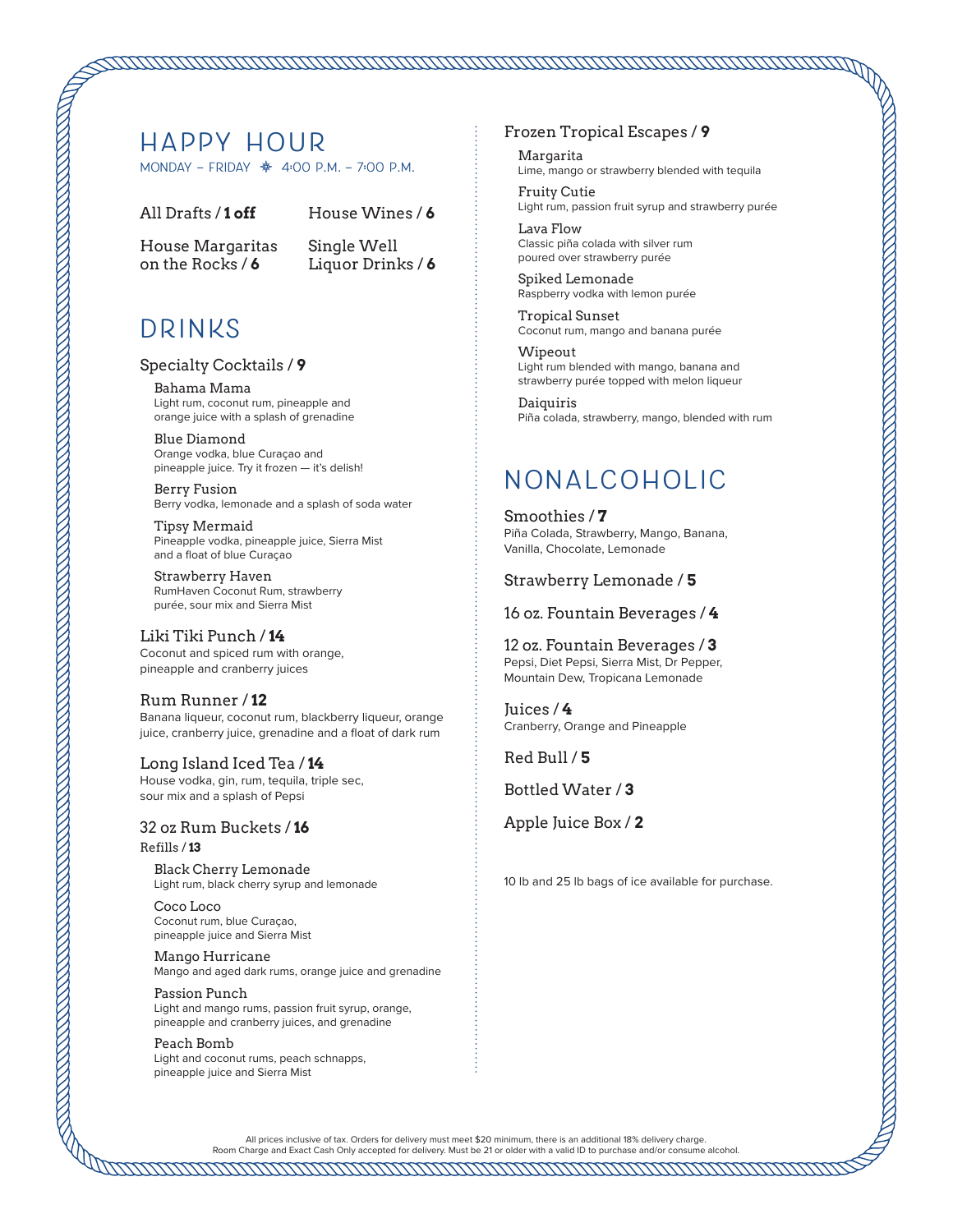# HAPPY HOUR

MONDAY – FRIDAY ✵ 4:00 P.M. – 7:00 P.M.

All Drafts / **1 off**

House Wines / **6**

House Margaritas on the Rocks / **6**

Single Well Liquor Drinks / **6**

# DRINKS

## Specialty Cocktails / **9**

**Bahama Mama**
Light rum, coconut rum, pineapple and orange juice with a splash of grenadine

**Blue Diamond**
Orange vodka, blue Curaçao and pineapple juice. Try it frozen — it's delish!

**Berry Fusion**
Berry vodka, lemonade and a splash of soda water

**Tipsy Mermaid**
Pineapple vodka, pineapple juice, Sierra Mist and a float of blue Curaçao

**Strawberry Haven**
RumHaven Coconut Rum, strawberry purée, sour mix and Sierra Mist

## Liki Tiki Punch / **14**

Coconut and spiced rum with orange, pineapple and cranberry juices

## Rum Runner / **12**

Banana liqueur, coconut rum, blackberry liqueur, orange juice, cranberry juice, grenadine and a float of dark rum

## Long Island Iced Tea / **14**

House vodka, gin, rum, tequila, triple sec, sour mix and a splash of Pepsi

## 32 oz Rum Buckets / **16**

Refills / **13**

**Black Cherry Lemonade**
Light rum, black cherry syrup and lemonade

**Coco Loco**
Coconut rum, blue Curaçao, pineapple juice and Sierra Mist

**Mango Hurricane**
Mango and aged dark rums, orange juice and grenadine

**Passion Punch**
Light and mango rums, passion fruit syrup, orange, pineapple and cranberry juices, and grenadine

**Peach Bomb**
Light and coconut rums, peach schnapps, pineapple juice and Sierra Mist

## Frozen Tropical Escapes / **9**

**Margarita**
Lime, mango or strawberry blended with tequila

**Fruity Cutie**
Light rum, passion fruit syrup and strawberry purée

**Lava Flow**
Classic piña colada with silver rum poured over strawberry purée

**Spiked Lemonade**
Raspberry vodka with lemon purée

**Tropical Sunset**
Coconut rum, mango and banana purée

**Wipeout**
Light rum blended with mango, banana and strawberry purée topped with melon liqueur

**Daiquiris**
Piña colada, strawberry, mango, blended with rum

# NONALCOHOLIC

## Smoothies / **7**

Piña Colada, Strawberry, Mango, Banana, Vanilla, Chocolate, Lemonade

## Strawberry Lemonade / **5**

## 16 oz. Fountain Beverages / **4**

## 12 oz. Fountain Beverages / **3**

Pepsi, Diet Pepsi, Sierra Mist, Dr Pepper, Mountain Dew, Tropicana Lemonade

## Juices / **4**

Cranberry, Orange and Pineapple

## Red Bull / **5**

## Bottled Water / **3**

## Apple Juice Box / **2**

10 lb and 25 lb bags of ice available for purchase.

All prices inclusive of tax. Orders for delivery must meet $20 minimum, there is an additional 18% delivery charge. Room Charge and Exact Cash Only accepted for delivery. Must be 21 or older with a valid ID to purchase and/or consume alcohol.